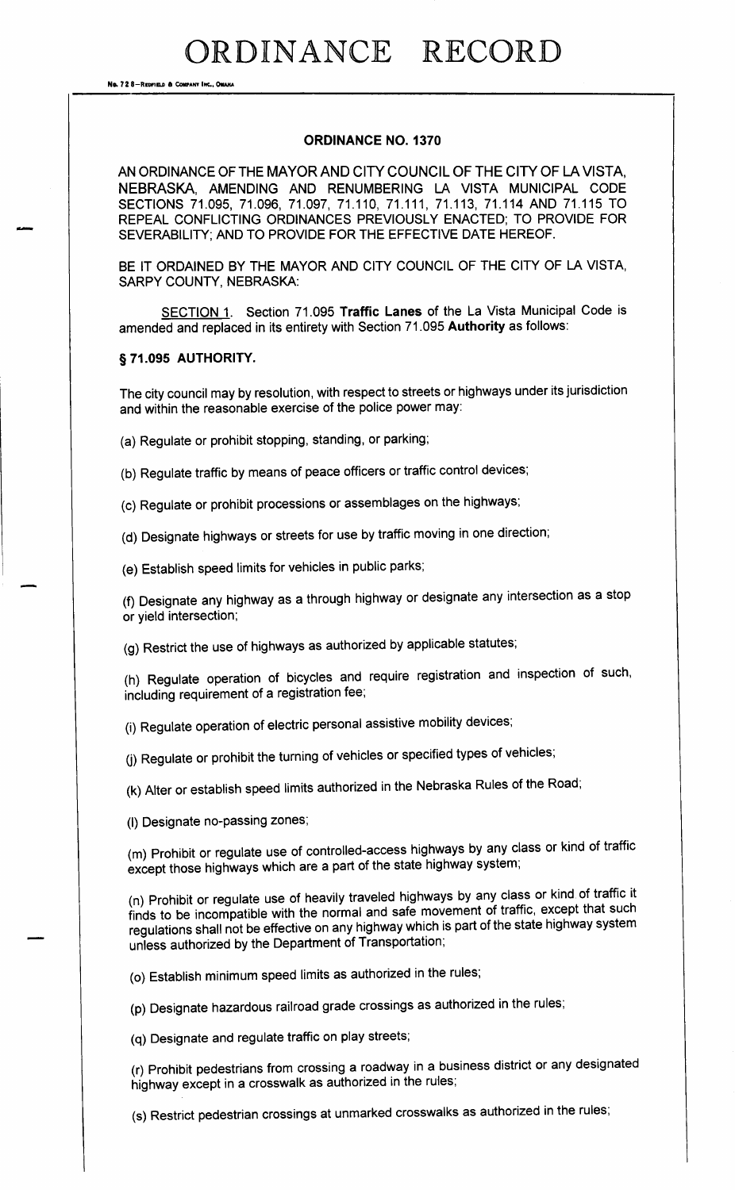# ORDINANCE RECORD

## ORDINANCE NO. 1370

AN ORDINANCE OF THE MAYOR AND CITY COUNCIL OF THE CITY OF LA VISTA, NEBRASKA, AMENDING AND RENUMBERING LA VISTA MUNICIPAL CODE SECTIONS 71.095, 71.096, 71.097, 71.110, 71.111, 71.113, 71.114 AND 71.115 TO REPEAL CONFLICTING ORDINANCES PREVIOUSLY ENACTED; TO PROVIDE FOR SEVERABILITY; AND TO PROVIDE FOR THE EFFECTIVE DATE HEREOF.

BE IT ORDAINED BY THE MAYOR AND CITY COUNCIL OF THE CITY OF LA VISTA, SARPY COUNTY, NEBRASKA:

SECTION 1. Section 71.095 **Traffic Lanes** of the La Vista Municipal Code is amended and replaced in its entirety with Section 71.095 **Authority** as follows:

**§ 71.095 AUTHORITY.**

The city council may by resolution, with respect to streets or highways under its jurisdiction and within the reasonable exercise of the police power may:

(a) Regulate or prohibit stopping, standing, or parking;

(b) Regulate traffic by means of peace officers or traffic control devices;

(c) Regulate or prohibit processions or assemblages on the highways;

(d) Designate highways or streets for use by traffic moving in one direction;

(e) Establish speed limits for vehicles in public parks;

(f) Designate any highway as a through highway or designate any intersection as a stop or yield intersection;

(g) Restrict the use of highways as authorized by applicable statutes;

(h) Regulate operation of bicycles and require registration and inspection of such, including requirement of a registration fee;

(i) Regulate operation of electric personal assistive mobility devices;

(j) Regulate or prohibit the turning of vehicles or specified types of vehicles;

(k) Alter or establish speed limits authorized in the Nebraska Rules of the Road;

(l) Designate no-passing zones;

(m) Prohibit or regulate use of controlled-access highways by any class or kind of traffic except those highways which are a part of the state highway system;

(n) Prohibit or regulate use of heavily traveled highways by any class or kind of traffic it finds to be incompatible with the normal and safe movement of traffic, except that such regulations shall not be effective on any highway which is part of the state highway system unless authorized by the Department of Transportation;

(o) Establish minimum speed limits as authorized in the rules;

(p) Designate hazardous railroad grade crossings as authorized in the rules;

(q) Designate and regulate traffic on play streets;

(r) Prohibit pedestrians from crossing a roadway in a business district or any designated highway except in a crosswalk as authorized in the rules;

(s) Restrict pedestrian crossings at unmarked crosswalks as authorized in the rules;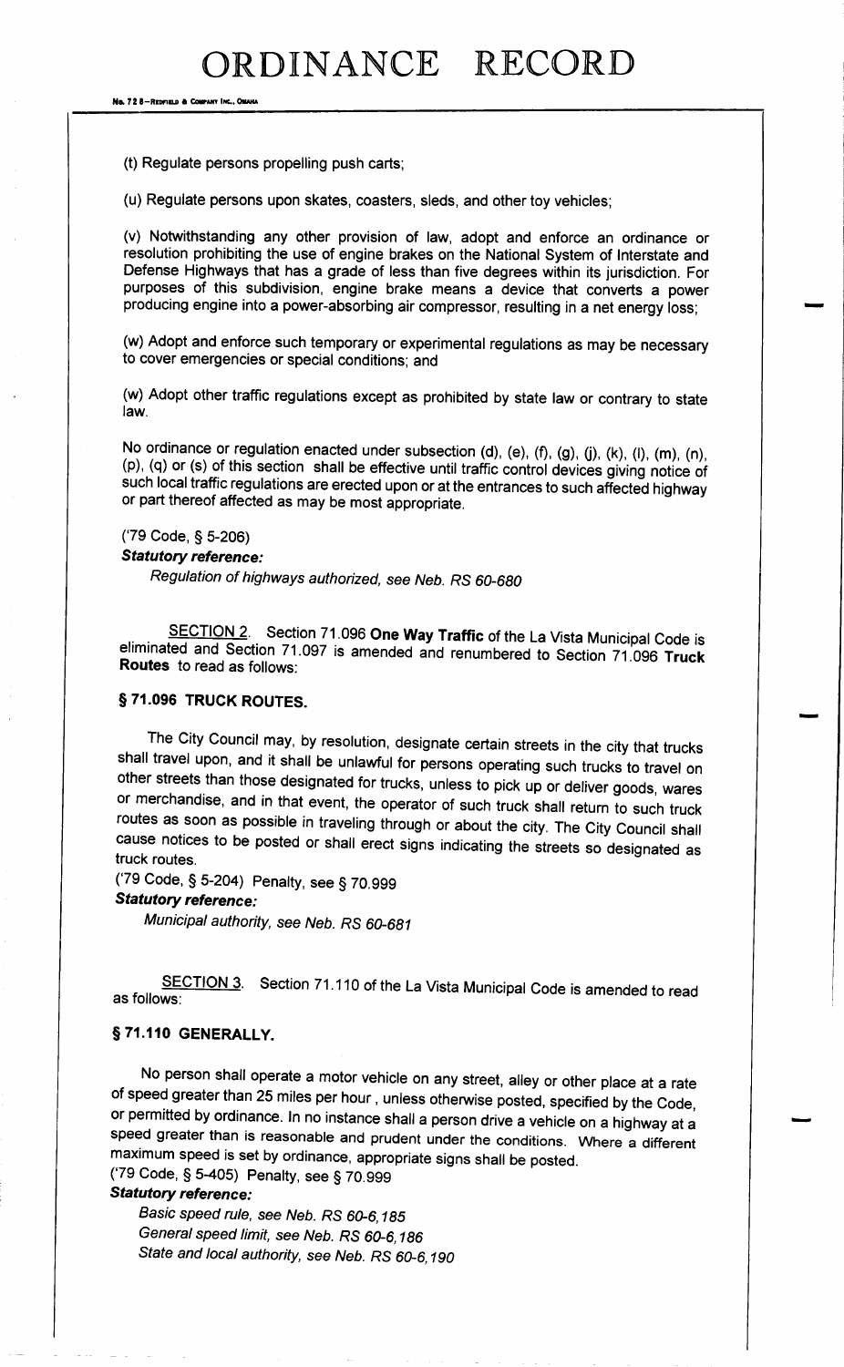(t) Regulate persons propelling push carts;

(u) Regulate persons upon skates, coasters, sleds, and other toy vehicles;

(v) Notwithstanding any other provision of law, adopt and enforce an ordinance or resolution prohibiting the use of engine brakes on the National System of Interstate and Defense Highways that has a grade of less than five degrees within its jurisdiction. For purposes of this subdivision, engine brake means a device that converts a power producing engine into a power-absorbing air compressor, resulting in a net energy loss;

(w) Adopt and enforce such temporary or experimental regulations as may be necessary to cover emergencies or special conditions; and

(w) Adopt other traffic regulations except as prohibited by state law or contrary to state law.

No ordinance or regulation enacted under subsection (d), (e), (f), (g), (j), (k), (l), (m), (n), (p), (q) or (s) of this section shall be effective until traffic control devices giving notice of such local traffic regulations are erected upon or at the entrances to such affected highway or part thereof affected as may be most appropriate.

('79 Code, § 5-206)

***Statutory reference:***

*Regulation of highways authorized, see Neb. RS 60-680*

SECTION 2. Section 71.096 **One Way Traffic** of the La Vista Municipal Code is eliminated and Section 71.097 is amended and renumbered to Section 71.096 **Truck Routes** to read as follows:

**§ 71.096 TRUCK ROUTES.**

The City Council may, by resolution, designate certain streets in the city that trucks shall travel upon, and it shall be unlawful for persons operating such trucks to travel on other streets than those designated for trucks, unless to pick up or deliver goods, wares or merchandise, and in that event, the operator of such truck shall return to such truck routes as soon as possible in traveling through or about the city. The City Council shall cause notices to be posted or shall erect signs indicating the streets so designated as truck routes.

('79 Code, § 5-204) Penalty, see § 70.999

***Statutory reference:***

*Municipal authority, see Neb. RS 60-681*

SECTION 3. Section 71.110 of the La Vista Municipal Code is amended to read as follows:

**§ 71.110 GENERALLY.**

No person shall operate a motor vehicle on any street, alley or other place at a rate of speed greater than 25 miles per hour , unless otherwise posted, specified by the Code, or permitted by ordinance. In no instance shall a person drive a vehicle on a highway at a speed greater than is reasonable and prudent under the conditions. Where a different maximum speed is set by ordinance, appropriate signs shall be posted.

('79 Code, § 5-405) Penalty, see § 70.999

***Statutory reference:***

*Basic speed rule, see Neb. RS 60-6,185*

*General speed limit, see Neb. RS 60-6,186*

*State and local authority, see Neb. RS 60-6,190*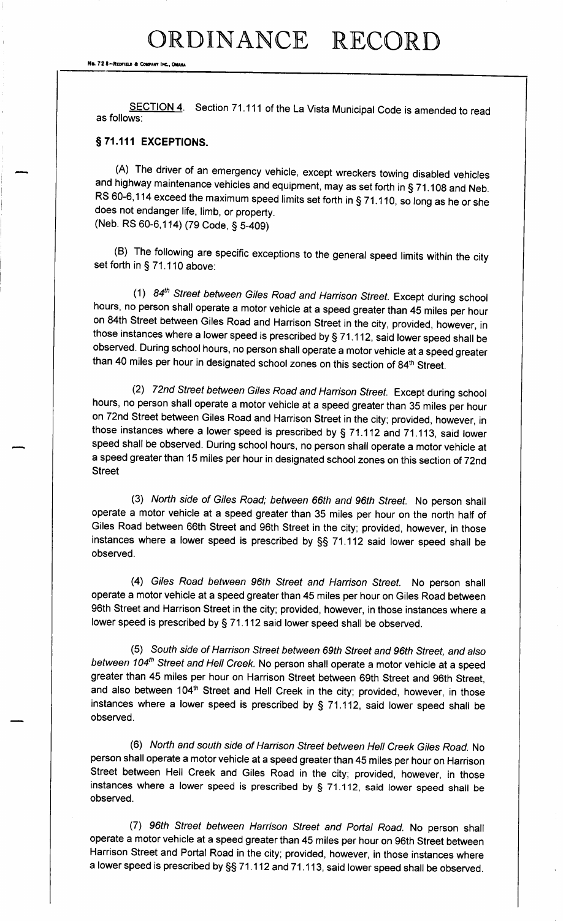SECTION 4. Section 71.111 of the La Vista Municipal Code is amended to read as follows:

## § 71.111 EXCEPTIONS.

(A) The driver of an emergency vehicle, except wreckers towing disabled vehicles and highway maintenance vehicles and equipment, may as set forth in § 71.108 and Neb. RS 60-6,114 exceed the maximum speed limits set forth in § 71.110, so long as he or she does not endanger life, limb, or property.
(Neb. RS 60-6,114) (79 Code, § 5-409)

(B) The following are specific exceptions to the general speed limits within the city set forth in § 71.110 above:

(1) *84th Street between Giles Road and Harrison Street.* Except during school hours, no person shall operate a motor vehicle at a speed greater than 45 miles per hour on 84th Street between Giles Road and Harrison Street in the city, provided, however, in those instances where a lower speed is prescribed by § 71.112, said lower speed shall be observed. During school hours, no person shall operate a motor vehicle at a speed greater than 40 miles per hour in designated school zones on this section of 84th Street.

(2) *72nd Street between Giles Road and Harrison Street.* Except during school hours, no person shall operate a motor vehicle at a speed greater than 35 miles per hour on 72nd Street between Giles Road and Harrison Street in the city; provided, however, in those instances where a lower speed is prescribed by § 71.112 and 71.113, said lower speed shall be observed. During school hours, no person shall operate a motor vehicle at a speed greater than 15 miles per hour in designated school zones on this section of 72nd Street

(3) *North side of Giles Road; between 66th and 96th Street.* No person shall operate a motor vehicle at a speed greater than 35 miles per hour on the north half of Giles Road between 66th Street and 96th Street in the city; provided, however, in those instances where a lower speed is prescribed by §§ 71.112 said lower speed shall be observed.

(4) *Giles Road between 96th Street and Harrison Street.* No person shall operate a motor vehicle at a speed greater than 45 miles per hour on Giles Road between 96th Street and Harrison Street in the city; provided, however, in those instances where a lower speed is prescribed by § 71.112 said lower speed shall be observed.

(5) *South side of Harrison Street between 69th Street and 96th Street, and also between 104th Street and Hell Creek.* No person shall operate a motor vehicle at a speed greater than 45 miles per hour on Harrison Street between 69th Street and 96th Street, and also between 104th Street and Hell Creek in the city; provided, however, in those instances where a lower speed is prescribed by § 71.112, said lower speed shall be observed.

(6) *North and south side of Harrison Street between Hell Creek Giles Road.* No person shall operate a motor vehicle at a speed greater than 45 miles per hour on Harrison Street between Hell Creek and Giles Road in the city; provided, however, in those instances where a lower speed is prescribed by § 71.112, said lower speed shall be observed.

(7) *96th Street between Harrison Street and Portal Road.* No person shall operate a motor vehicle at a speed greater than 45 miles per hour on 96th Street between Harrison Street and Portal Road in the city; provided, however, in those instances where a lower speed is prescribed by §§ 71.112 and 71.113, said lower speed shall be observed.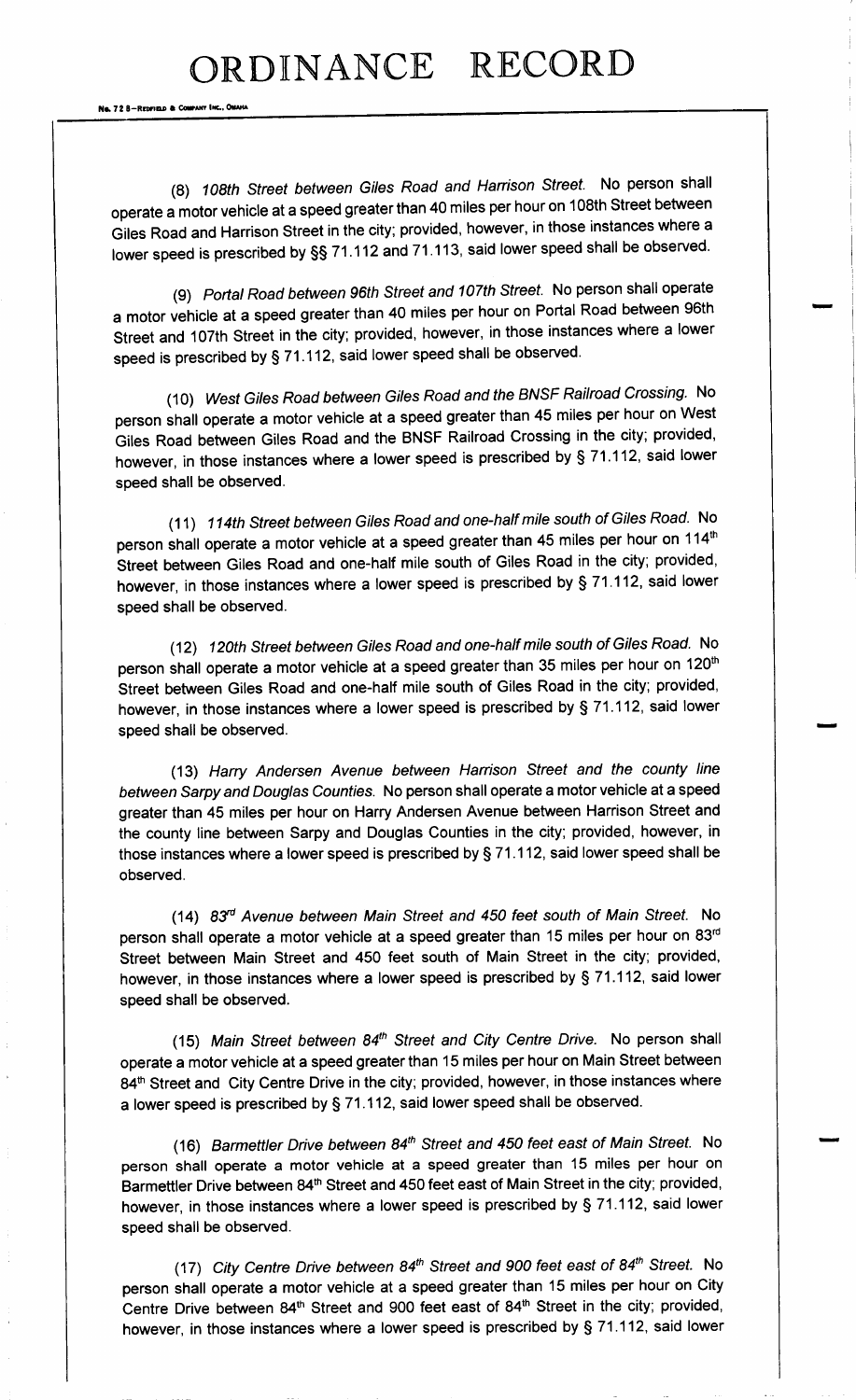# ORDINANCE RECORD

(8) *108th Street between Giles Road and Harrison Street.* No person shall operate a motor vehicle at a speed greater than 40 miles per hour on 108th Street between Giles Road and Harrison Street in the city; provided, however, in those instances where a lower speed is prescribed by §§ 71.112 and 71.113, said lower speed shall be observed.

(9) *Portal Road between 96th Street and 107th Street.* No person shall operate a motor vehicle at a speed greater than 40 miles per hour on Portal Road between 96th Street and 107th Street in the city; provided, however, in those instances where a lower speed is prescribed by § 71.112, said lower speed shall be observed.

(10) *West Giles Road between Giles Road and the BNSF Railroad Crossing.* No person shall operate a motor vehicle at a speed greater than 45 miles per hour on West Giles Road between Giles Road and the BNSF Railroad Crossing in the city; provided, however, in those instances where a lower speed is prescribed by § 71.112, said lower speed shall be observed.

(11) *114th Street between Giles Road and one-half mile south of Giles Road.* No person shall operate a motor vehicle at a speed greater than 45 miles per hour on 114th Street between Giles Road and one-half mile south of Giles Road in the city; provided, however, in those instances where a lower speed is prescribed by § 71.112, said lower speed shall be observed.

(12) *120th Street between Giles Road and one-half mile south of Giles Road.* No person shall operate a motor vehicle at a speed greater than 35 miles per hour on 120th Street between Giles Road and one-half mile south of Giles Road in the city; provided, however, in those instances where a lower speed is prescribed by § 71.112, said lower speed shall be observed.

(13) *Harry Andersen Avenue between Harrison Street and the county line between Sarpy and Douglas Counties.* No person shall operate a motor vehicle at a speed greater than 45 miles per hour on Harry Andersen Avenue between Harrison Street and the county line between Sarpy and Douglas Counties in the city; provided, however, in those instances where a lower speed is prescribed by § 71.112, said lower speed shall be observed.

(14) *83rd Avenue between Main Street and 450 feet south of Main Street.* No person shall operate a motor vehicle at a speed greater than 15 miles per hour on 83rd Street between Main Street and 450 feet south of Main Street in the city; provided, however, in those instances where a lower speed is prescribed by § 71.112, said lower speed shall be observed.

(15) *Main Street between 84th Street and City Centre Drive.* No person shall operate a motor vehicle at a speed greater than 15 miles per hour on Main Street between 84th Street and City Centre Drive in the city; provided, however, in those instances where a lower speed is prescribed by § 71.112, said lower speed shall be observed.

(16) *Barmettler Drive between 84th Street and 450 feet east of Main Street.* No person shall operate a motor vehicle at a speed greater than 15 miles per hour on Barmettler Drive between 84th Street and 450 feet east of Main Street in the city; provided, however, in those instances where a lower speed is prescribed by § 71.112, said lower speed shall be observed.

(17) *City Centre Drive between 84th Street and 900 feet east of 84th Street.* No person shall operate a motor vehicle at a speed greater than 15 miles per hour on City Centre Drive between 84th Street and 900 feet east of 84th Street in the city; provided, however, in those instances where a lower speed is prescribed by § 71.112, said lower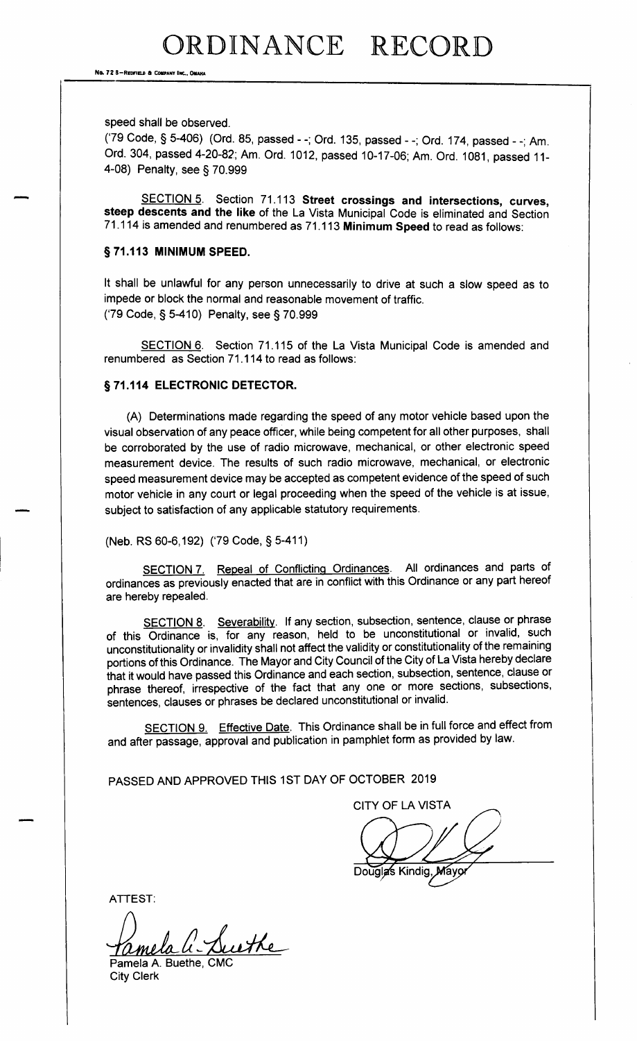speed shall be observed.
('79 Code, § 5-406) (Ord. 85, passed - -; Ord. 135, passed - -; Ord. 174, passed - -; Am. Ord. 304, passed 4-20-82; Am. Ord. 1012, passed 10-17-06; Am. Ord. 1081, passed 11-4-08) Penalty, see § 70.999

SECTION 5. Section 71.113 **Street crossings and intersections, curves, steep descents and the like** of the La Vista Municipal Code is eliminated and Section 71.114 is amended and renumbered as 71.113 **Minimum Speed** to read as follows:

**§ 71.113 MINIMUM SPEED.**

It shall be unlawful for any person unnecessarily to drive at such a slow speed as to impede or block the normal and reasonable movement of traffic.
('79 Code, § 5-410) Penalty, see § 70.999

SECTION 6. Section 71.115 of the La Vista Municipal Code is amended and renumbered as Section 71.114 to read as follows:

**§ 71.114 ELECTRONIC DETECTOR.**

(A) Determinations made regarding the speed of any motor vehicle based upon the visual observation of any peace officer, while being competent for all other purposes, shall be corroborated by the use of radio microwave, mechanical, or other electronic speed measurement device. The results of such radio microwave, mechanical, or electronic speed measurement device may be accepted as competent evidence of the speed of such motor vehicle in any court or legal proceeding when the speed of the vehicle is at issue, subject to satisfaction of any applicable statutory requirements.

(Neb. RS 60-6,192) ('79 Code, § 5-411)

SECTION 7. Repeal of Conflicting Ordinances. All ordinances and parts of ordinances as previously enacted that are in conflict with this Ordinance or any part hereof are hereby repealed.

SECTION 8. Severability. If any section, subsection, sentence, clause or phrase of this Ordinance is, for any reason, held to be unconstitutional or invalid, such unconstitutionality or invalidity shall not affect the validity or constitutionality of the remaining portions of this Ordinance. The Mayor and City Council of the City of La Vista hereby declare that it would have passed this Ordinance and each section, subsection, sentence, clause or phrase thereof, irrespective of the fact that any one or more sections, subsections, sentences, clauses or phrases be declared unconstitutional or invalid.

SECTION 9. Effective Date. This Ordinance shall be in full force and effect from and after passage, approval and publication in pamphlet form as provided by law.

PASSED AND APPROVED THIS 1ST DAY OF OCTOBER 2019

CITY OF LA VISTA

Douglas Kindig, Mayor

ATTEST:

Pamela A. Buethe, CMC
City Clerk